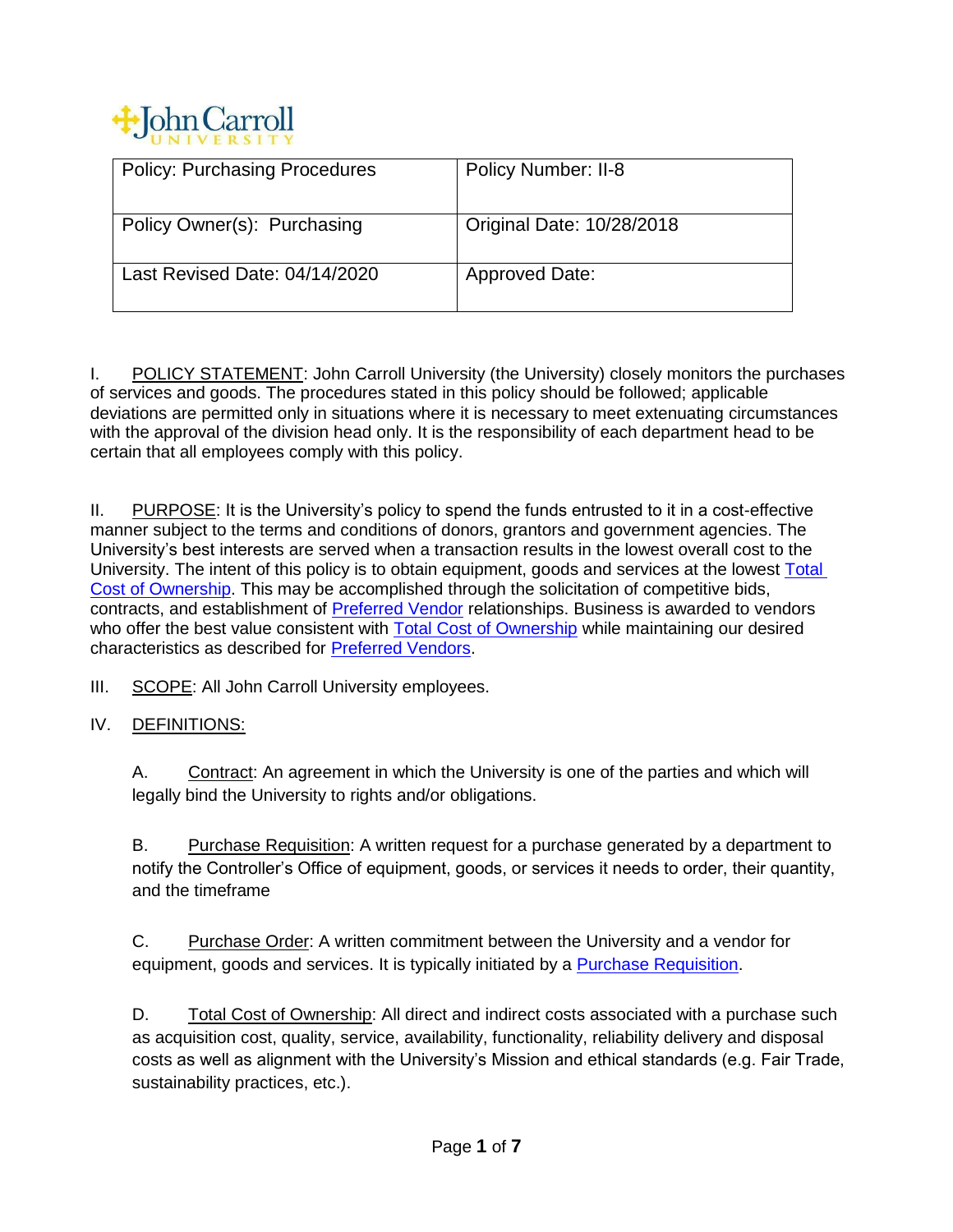John Carroll University

| Policy: Purchasing Procedures | Policy Number: II-8 |
| --- | --- |
| Policy Owner(s): Purchasing | Original Date: 10/28/2018 |
| Last Revised Date: 04/14/2020 | Approved Date: |

I. POLICY STATEMENT: John Carroll University (the University) closely monitors the purchases of services and goods. The procedures stated in this policy should be followed; applicable deviations are permitted only in situations where it is necessary to meet extenuating circumstances with the approval of the division head only. It is the responsibility of each department head to be certain that all employees comply with this policy.

II. PURPOSE: It is the University's policy to spend the funds entrusted to it in a cost-effective manner subject to the terms and conditions of donors, grantors and government agencies. The University's best interests are served when a transaction results in the lowest overall cost to the University. The intent of this policy is to obtain equipment, goods and services at the lowest Total Cost of Ownership. This may be accomplished through the solicitation of competitive bids, contracts, and establishment of Preferred Vendor relationships. Business is awarded to vendors who offer the best value consistent with Total Cost of Ownership while maintaining our desired characteristics as described for Preferred Vendors.

III. SCOPE: All John Carroll University employees.

IV. DEFINITIONS:

A. Contract: An agreement in which the University is one of the parties and which will legally bind the University to rights and/or obligations.

B. Purchase Requisition: A written request for a purchase generated by a department to notify the Controller's Office of equipment, goods, or services it needs to order, their quantity, and the timeframe

C. Purchase Order: A written commitment between the University and a vendor for equipment, goods and services. It is typically initiated by a Purchase Requisition.

D. Total Cost of Ownership: All direct and indirect costs associated with a purchase such as acquisition cost, quality, service, availability, functionality, reliability delivery and disposal costs as well as alignment with the University's Mission and ethical standards (e.g. Fair Trade, sustainability practices, etc.).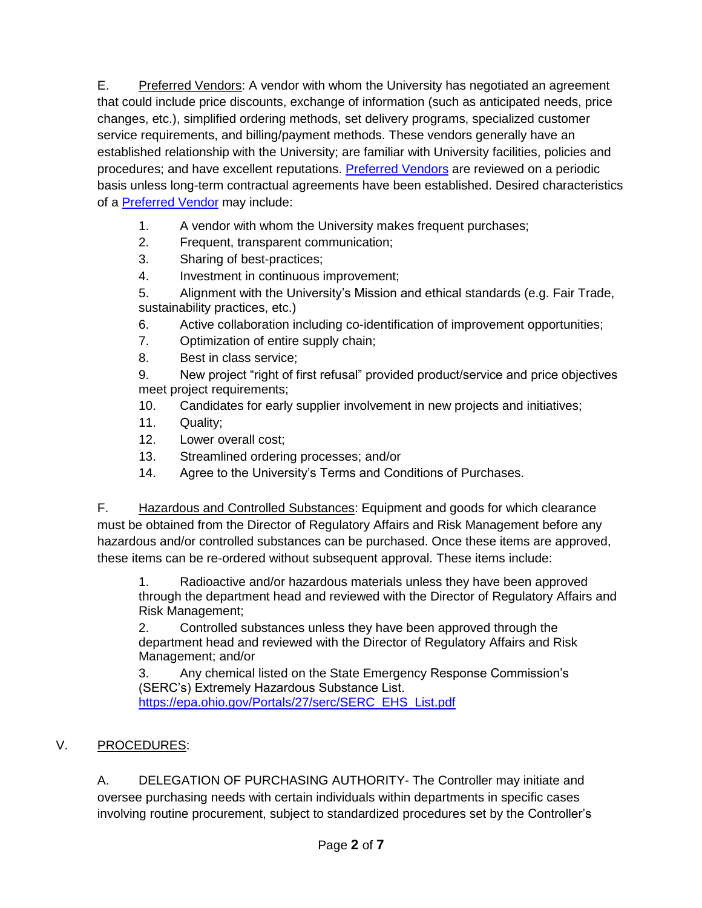E. Preferred Vendors: A vendor with whom the University has negotiated an agreement that could include price discounts, exchange of information (such as anticipated needs, price changes, etc.), simplified ordering methods, set delivery programs, specialized customer service requirements, and billing/payment methods. These vendors generally have an established relationship with the University; are familiar with University facilities, policies and procedures; and have excellent reputations. Preferred Vendors are reviewed on a periodic basis unless long-term contractual agreements have been established. Desired characteristics of a Preferred Vendor may include:

1. A vendor with whom the University makes frequent purchases;
2. Frequent, transparent communication;
3. Sharing of best-practices;
4. Investment in continuous improvement;
5. Alignment with the University's Mission and ethical standards (e.g. Fair Trade, sustainability practices, etc.)
6. Active collaboration including co-identification of improvement opportunities;
7. Optimization of entire supply chain;
8. Best in class service;
9. New project "right of first refusal" provided product/service and price objectives meet project requirements;
10. Candidates for early supplier involvement in new projects and initiatives;
11. Quality;
12. Lower overall cost;
13. Streamlined ordering processes; and/or
14. Agree to the University's Terms and Conditions of Purchases.

F. Hazardous and Controlled Substances: Equipment and goods for which clearance must be obtained from the Director of Regulatory Affairs and Risk Management before any hazardous and/or controlled substances can be purchased. Once these items are approved, these items can be re-ordered without subsequent approval. These items include:

1. Radioactive and/or hazardous materials unless they have been approved through the department head and reviewed with the Director of Regulatory Affairs and Risk Management;
2. Controlled substances unless they have been approved through the department head and reviewed with the Director of Regulatory Affairs and Risk Management; and/or
3. Any chemical listed on the State Emergency Response Commission's (SERC's) Extremely Hazardous Substance List. https://epa.ohio.gov/Portals/27/serc/SERC_EHS_List.pdf

## V. PROCEDURES:

A. DELEGATION OF PURCHASING AUTHORITY- The Controller may initiate and oversee purchasing needs with certain individuals within departments in specific cases involving routine procurement, subject to standardized procedures set by the Controller's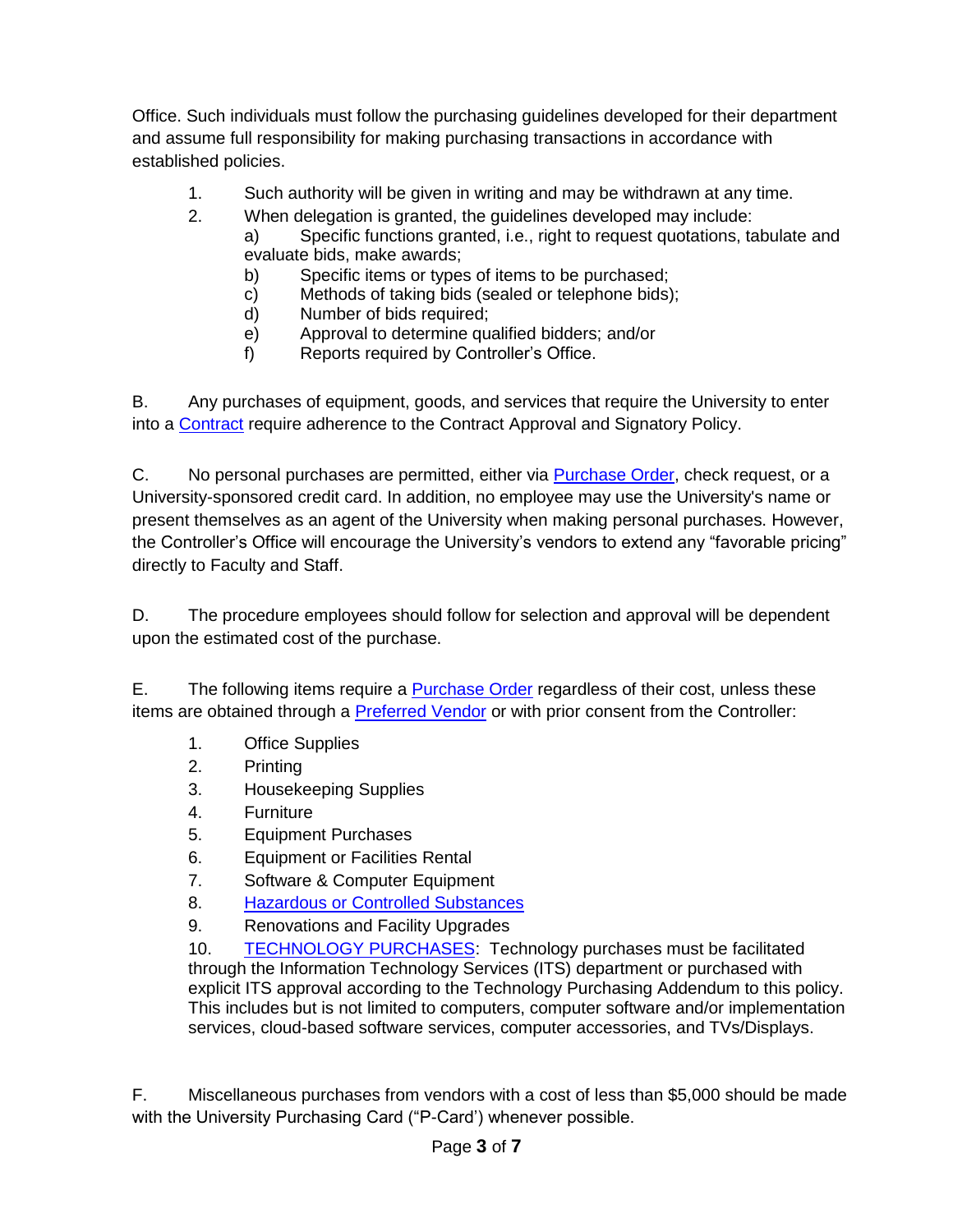Office. Such individuals must follow the purchasing guidelines developed for their department and assume full responsibility for making purchasing transactions in accordance with established policies.

1. Such authority will be given in writing and may be withdrawn at any time.
2. When delegation is granted, the guidelines developed may include:
   a) Specific functions granted, i.e., right to request quotations, tabulate and evaluate bids, make awards;
   b) Specific items or types of items to be purchased;
   c) Methods of taking bids (sealed or telephone bids);
   d) Number of bids required;
   e) Approval to determine qualified bidders; and/or
   f) Reports required by Controller's Office.

B. Any purchases of equipment, goods, and services that require the University to enter into a Contract require adherence to the Contract Approval and Signatory Policy.

C. No personal purchases are permitted, either via Purchase Order, check request, or a University-sponsored credit card. In addition, no employee may use the University's name or present themselves as an agent of the University when making personal purchases. However, the Controller's Office will encourage the University's vendors to extend any "favorable pricing" directly to Faculty and Staff.

D. The procedure employees should follow for selection and approval will be dependent upon the estimated cost of the purchase.

E. The following items require a Purchase Order regardless of their cost, unless these items are obtained through a Preferred Vendor or with prior consent from the Controller:

1. Office Supplies
2. Printing
3. Housekeeping Supplies
4. Furniture
5. Equipment Purchases
6. Equipment or Facilities Rental
7. Software & Computer Equipment
8. Hazardous or Controlled Substances
9. Renovations and Facility Upgrades
10. TECHNOLOGY PURCHASES: Technology purchases must be facilitated through the Information Technology Services (ITS) department or purchased with explicit ITS approval according to the Technology Purchasing Addendum to this policy. This includes but is not limited to computers, computer software and/or implementation services, cloud-based software services, computer accessories, and TVs/Displays.

F. Miscellaneous purchases from vendors with a cost of less than $5,000 should be made with the University Purchasing Card ("P-Card') whenever possible.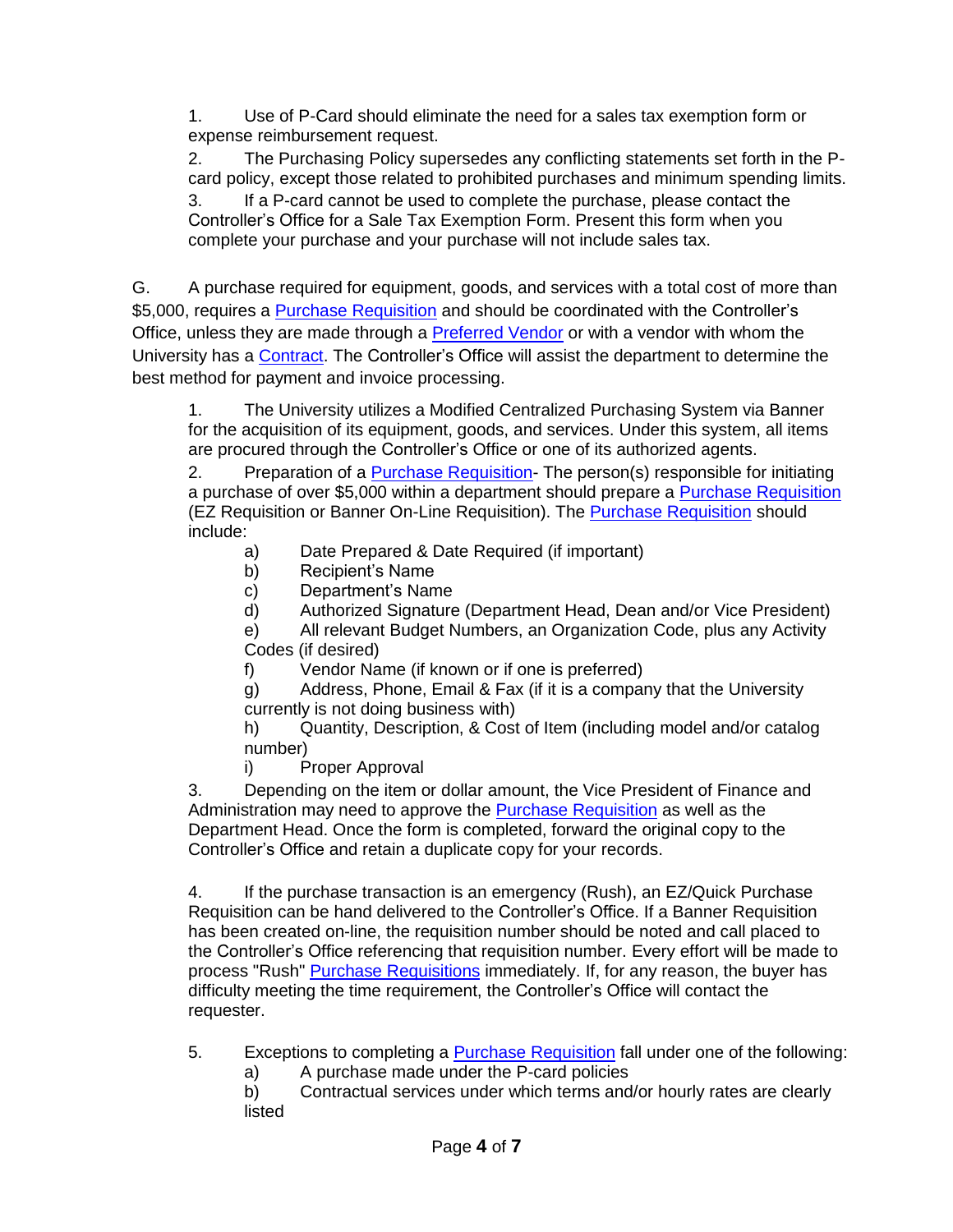1. Use of P-Card should eliminate the need for a sales tax exemption form or expense reimbursement request.
2. The Purchasing Policy supersedes any conflicting statements set forth in the P-card policy, except those related to prohibited purchases and minimum spending limits.
3. If a P-card cannot be used to complete the purchase, please contact the Controller's Office for a Sale Tax Exemption Form. Present this form when you complete your purchase and your purchase will not include sales tax.

G. A purchase required for equipment, goods, and services with a total cost of more than $5,000, requires a Purchase Requisition and should be coordinated with the Controller's Office, unless they are made through a Preferred Vendor or with a vendor with whom the University has a Contract. The Controller's Office will assist the department to determine the best method for payment and invoice processing.

1. The University utilizes a Modified Centralized Purchasing System via Banner for the acquisition of its equipment, goods, and services. Under this system, all items are procured through the Controller's Office or one of its authorized agents.
2. Preparation of a Purchase Requisition- The person(s) responsible for initiating a purchase of over $5,000 within a department should prepare a Purchase Requisition (EZ Requisition or Banner On-Line Requisition). The Purchase Requisition should include:
   a) Date Prepared & Date Required (if important)
   b) Recipient's Name
   c) Department's Name
   d) Authorized Signature (Department Head, Dean and/or Vice President)
   e) All relevant Budget Numbers, an Organization Code, plus any Activity Codes (if desired)
   f) Vendor Name (if known or if one is preferred)
   g) Address, Phone, Email & Fax (if it is a company that the University currently is not doing business with)
   h) Quantity, Description, & Cost of Item (including model and/or catalog number)
   i) Proper Approval
3. Depending on the item or dollar amount, the Vice President of Finance and Administration may need to approve the Purchase Requisition as well as the Department Head. Once the form is completed, forward the original copy to the Controller's Office and retain a duplicate copy for your records.

4. If the purchase transaction is an emergency (Rush), an EZ/Quick Purchase Requisition can be hand delivered to the Controller's Office. If a Banner Requisition has been created on-line, the requisition number should be noted and call placed to the Controller's Office referencing that requisition number. Every effort will be made to process "Rush" Purchase Requisitions immediately. If, for any reason, the buyer has difficulty meeting the time requirement, the Controller's Office will contact the requester.

5. Exceptions to completing a Purchase Requisition fall under one of the following:
   a) A purchase made under the P-card policies
   b) Contractual services under which terms and/or hourly rates are clearly listed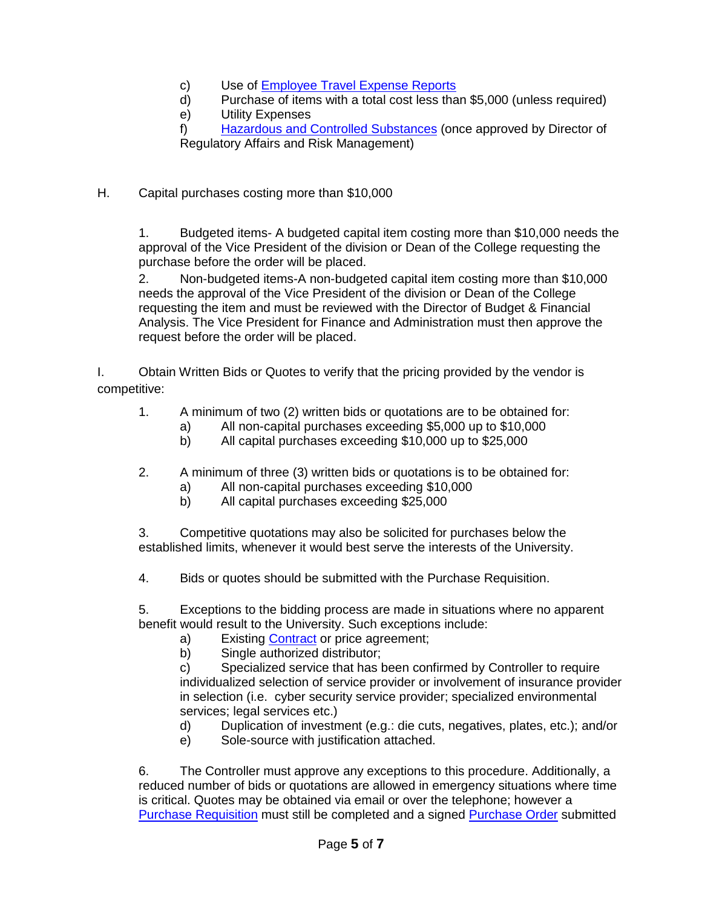c) Use of [Employee Travel Expense Reports]
d) Purchase of items with a total cost less than $5,000 (unless required)
e) Utility Expenses
f) [Hazardous and Controlled Substances] (once approved by Director of Regulatory Affairs and Risk Management)

H. Capital purchases costing more than $10,000

1. Budgeted items- A budgeted capital item costing more than $10,000 needs the approval of the Vice President of the division or Dean of the College requesting the purchase before the order will be placed.
2. Non-budgeted items-A non-budgeted capital item costing more than $10,000 needs the approval of the Vice President of the division or Dean of the College requesting the item and must be reviewed with the Director of Budget & Financial Analysis. The Vice President for Finance and Administration must then approve the request before the order will be placed.

I. Obtain Written Bids or Quotes to verify that the pricing provided by the vendor is competitive:

1. A minimum of two (2) written bids or quotations are to be obtained for:
   a) All non-capital purchases exceeding $5,000 up to $10,000
   b) All capital purchases exceeding $10,000 up to $25,000

2. A minimum of three (3) written bids or quotations is to be obtained for:
   a) All non-capital purchases exceeding $10,000
   b) All capital purchases exceeding $25,000

3. Competitive quotations may also be solicited for purchases below the established limits, whenever it would best serve the interests of the University.

4. Bids or quotes should be submitted with the Purchase Requisition.

5. Exceptions to the bidding process are made in situations where no apparent benefit would result to the University. Such exceptions include:
   a) Existing [Contract] or price agreement;
   b) Single authorized distributor;
   c) Specialized service that has been confirmed by Controller to require individualized selection of service provider or involvement of insurance provider in selection (i.e. cyber security service provider; specialized environmental services; legal services etc.)
   d) Duplication of investment (e.g.: die cuts, negatives, plates, etc.); and/or
   e) Sole-source with justification attached.

6. The Controller must approve any exceptions to this procedure. Additionally, a reduced number of bids or quotations are allowed in emergency situations where time is critical. Quotes may be obtained via email or over the telephone; however a [Purchase Requisition] must still be completed and a signed [Purchase Order] submitted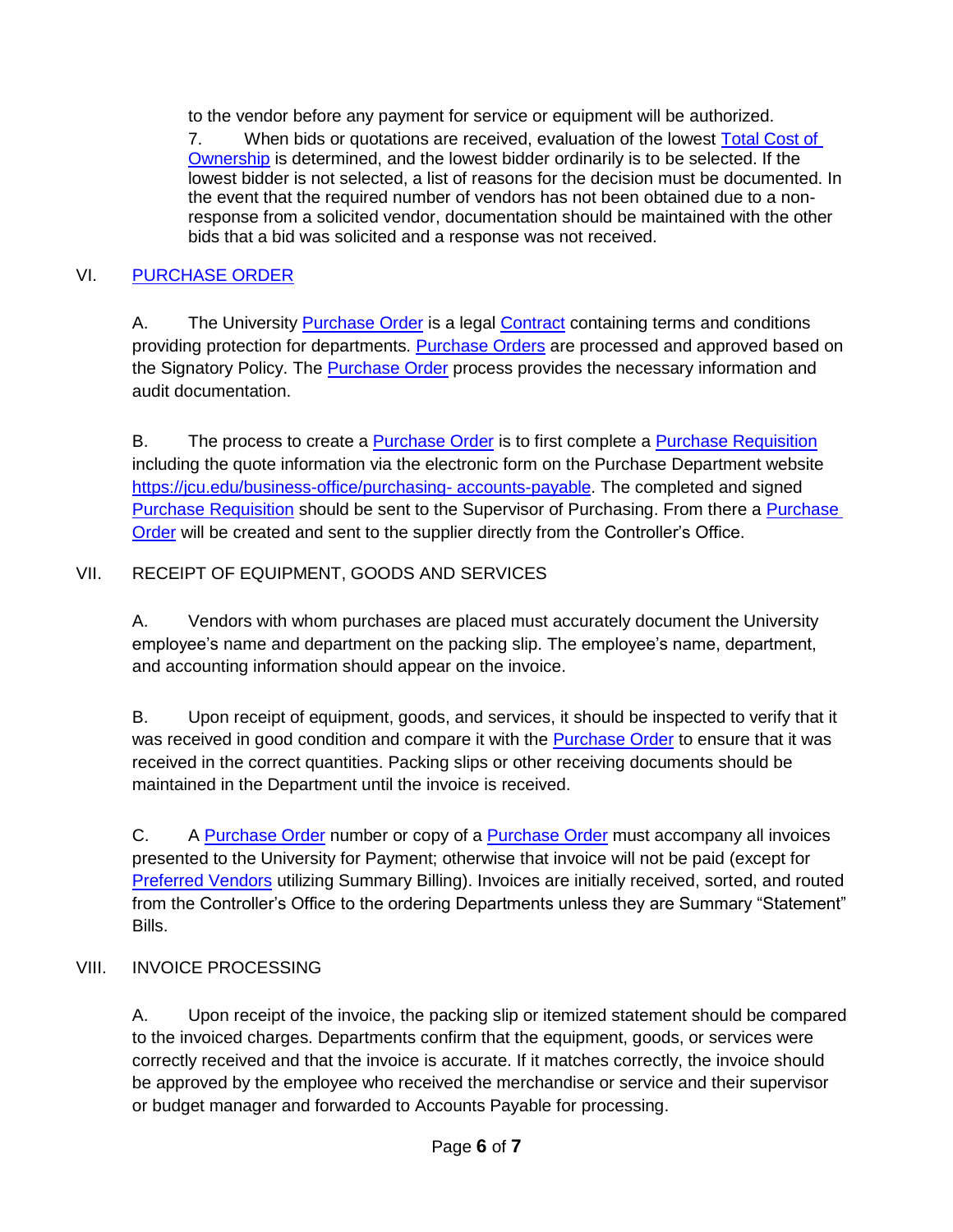to the vendor before any payment for service or equipment will be authorized.

7. When bids or quotations are received, evaluation of the lowest Total Cost of Ownership is determined, and the lowest bidder ordinarily is to be selected. If the lowest bidder is not selected, a list of reasons for the decision must be documented. In the event that the required number of vendors has not been obtained due to a non-response from a solicited vendor, documentation should be maintained with the other bids that a bid was solicited and a response was not received.

## VI. PURCHASE ORDER

A. The University Purchase Order is a legal Contract containing terms and conditions providing protection for departments. Purchase Orders are processed and approved based on the Signatory Policy. The Purchase Order process provides the necessary information and audit documentation.

B. The process to create a Purchase Order is to first complete a Purchase Requisition including the quote information via the electronic form on the Purchase Department website https://jcu.edu/business-office/purchasing- accounts-payable. The completed and signed Purchase Requisition should be sent to the Supervisor of Purchasing. From there a Purchase Order will be created and sent to the supplier directly from the Controller's Office.

## VII. RECEIPT OF EQUIPMENT, GOODS AND SERVICES

A. Vendors with whom purchases are placed must accurately document the University employee's name and department on the packing slip. The employee's name, department, and accounting information should appear on the invoice.

B. Upon receipt of equipment, goods, and services, it should be inspected to verify that it was received in good condition and compare it with the Purchase Order to ensure that it was received in the correct quantities. Packing slips or other receiving documents should be maintained in the Department until the invoice is received.

C. A Purchase Order number or copy of a Purchase Order must accompany all invoices presented to the University for Payment; otherwise that invoice will not be paid (except for Preferred Vendors utilizing Summary Billing). Invoices are initially received, sorted, and routed from the Controller's Office to the ordering Departments unless they are Summary "Statement" Bills.

## VIII. INVOICE PROCESSING

A. Upon receipt of the invoice, the packing slip or itemized statement should be compared to the invoiced charges. Departments confirm that the equipment, goods, or services were correctly received and that the invoice is accurate. If it matches correctly, the invoice should be approved by the employee who received the merchandise or service and their supervisor or budget manager and forwarded to Accounts Payable for processing.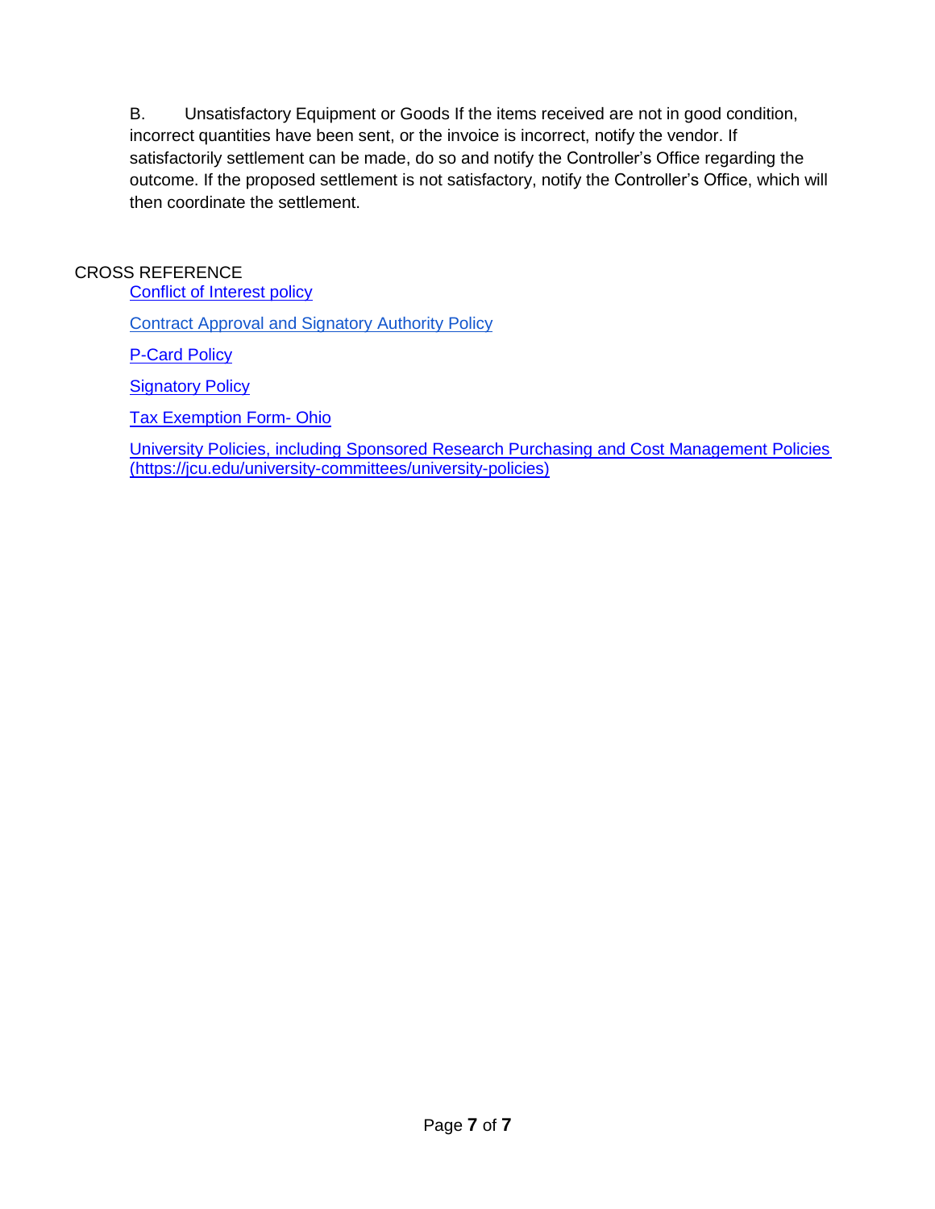B. Unsatisfactory Equipment or Goods If the items received are not in good condition, incorrect quantities have been sent, or the invoice is incorrect, notify the vendor. If satisfactorily settlement can be made, do so and notify the Controller's Office regarding the outcome. If the proposed settlement is not satisfactory, notify the Controller's Office, which will then coordinate the settlement.

## CROSS REFERENCE

Conflict of Interest policy

Contract Approval and Signatory Authority Policy

P-Card Policy

Signatory Policy

Tax Exemption Form- Ohio

University Policies, including Sponsored Research Purchasing and Cost Management Policies (https://jcu.edu/university-committees/university-policies)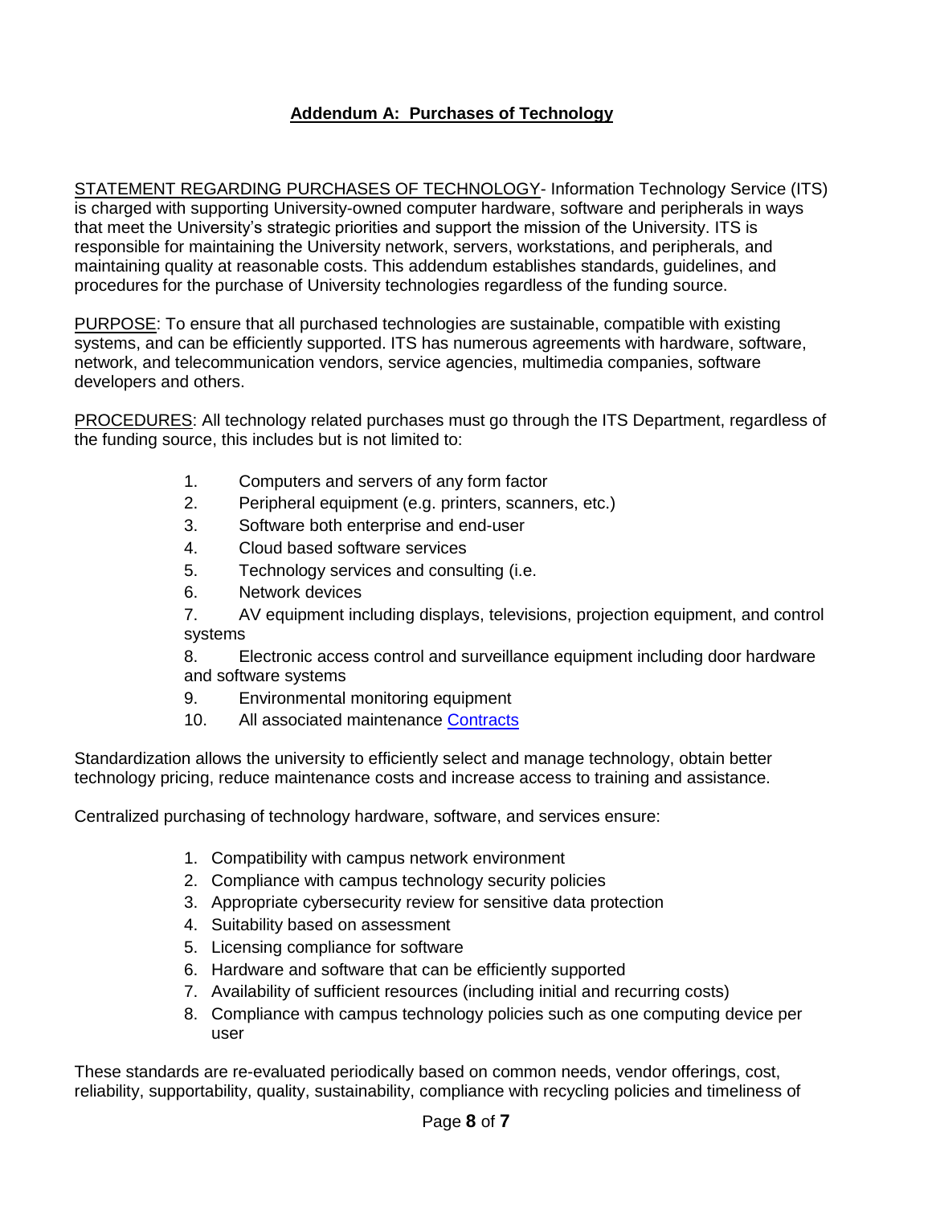## Addendum A: Purchases of Technology

STATEMENT REGARDING PURCHASES OF TECHNOLOGY- Information Technology Service (ITS) is charged with supporting University-owned computer hardware, software and peripherals in ways that meet the University's strategic priorities and support the mission of the University. ITS is responsible for maintaining the University network, servers, workstations, and peripherals, and maintaining quality at reasonable costs. This addendum establishes standards, guidelines, and procedures for the purchase of University technologies regardless of the funding source.

PURPOSE: To ensure that all purchased technologies are sustainable, compatible with existing systems, and can be efficiently supported. ITS has numerous agreements with hardware, software, network, and telecommunication vendors, service agencies, multimedia companies, software developers and others.

PROCEDURES: All technology related purchases must go through the ITS Department, regardless of the funding source, this includes but is not limited to:

1. Computers and servers of any form factor
2. Peripheral equipment (e.g. printers, scanners, etc.)
3. Software both enterprise and end-user
4. Cloud based software services
5. Technology services and consulting (i.e.
6. Network devices
7. AV equipment including displays, televisions, projection equipment, and control systems
8. Electronic access control and surveillance equipment including door hardware and software systems
9. Environmental monitoring equipment
10. All associated maintenance Contracts

Standardization allows the university to efficiently select and manage technology, obtain better technology pricing, reduce maintenance costs and increase access to training and assistance.

Centralized purchasing of technology hardware, software, and services ensure:

1. Compatibility with campus network environment
2. Compliance with campus technology security policies
3. Appropriate cybersecurity review for sensitive data protection
4. Suitability based on assessment
5. Licensing compliance for software
6. Hardware and software that can be efficiently supported
7. Availability of sufficient resources (including initial and recurring costs)
8. Compliance with campus technology policies such as one computing device per user

These standards are re-evaluated periodically based on common needs, vendor offerings, cost, reliability, supportability, quality, sustainability, compliance with recycling policies and timeliness of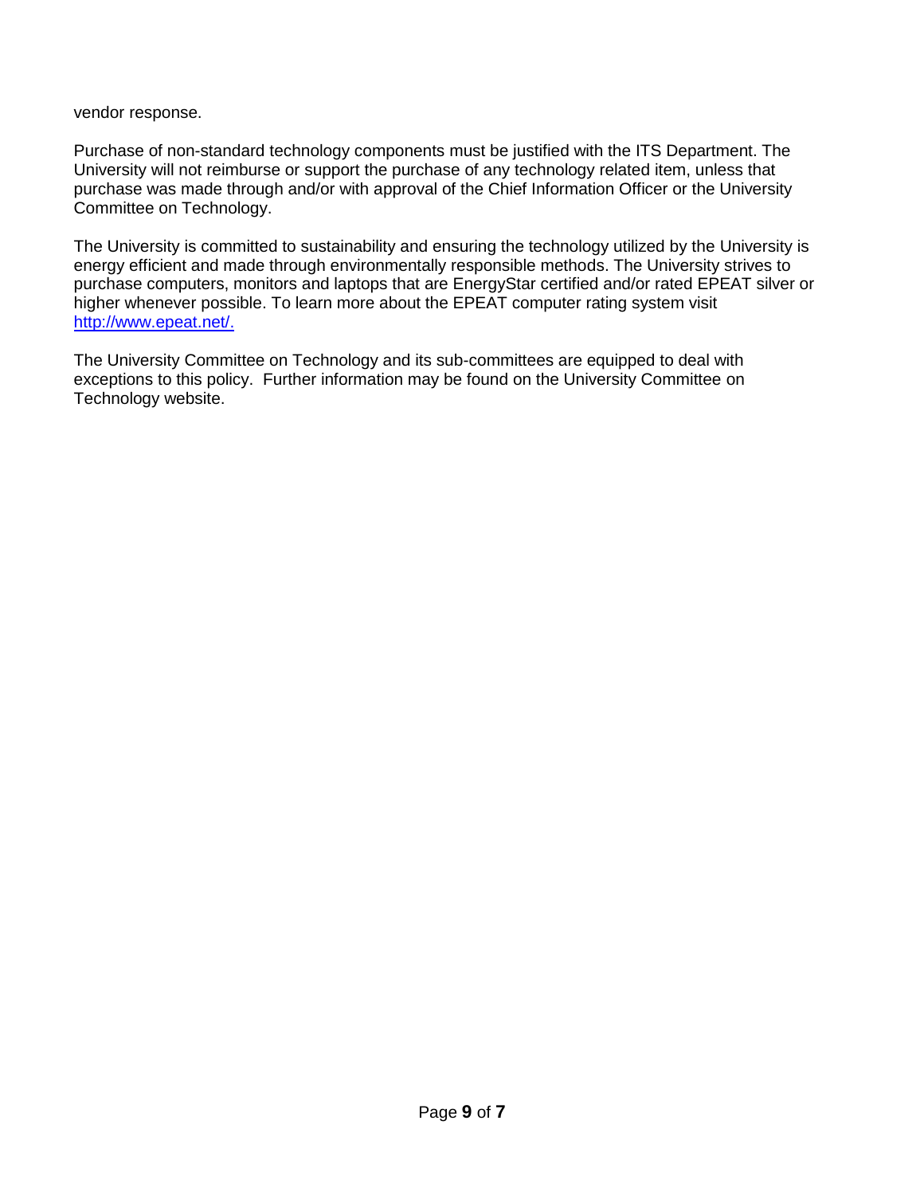vendor response.

Purchase of non-standard technology components must be justified with the ITS Department. The University will not reimburse or support the purchase of any technology related item, unless that purchase was made through and/or with approval of the Chief Information Officer or the University Committee on Technology.

The University is committed to sustainability and ensuring the technology utilized by the University is energy efficient and made through environmentally responsible methods. The University strives to purchase computers, monitors and laptops that are EnergyStar certified and/or rated EPEAT silver or higher whenever possible. To learn more about the EPEAT computer rating system visit [http://www.epeat.net/.](http://www.epeat.net/)

The University Committee on Technology and its sub-committees are equipped to deal with exceptions to this policy. Further information may be found on the University Committee on Technology website.